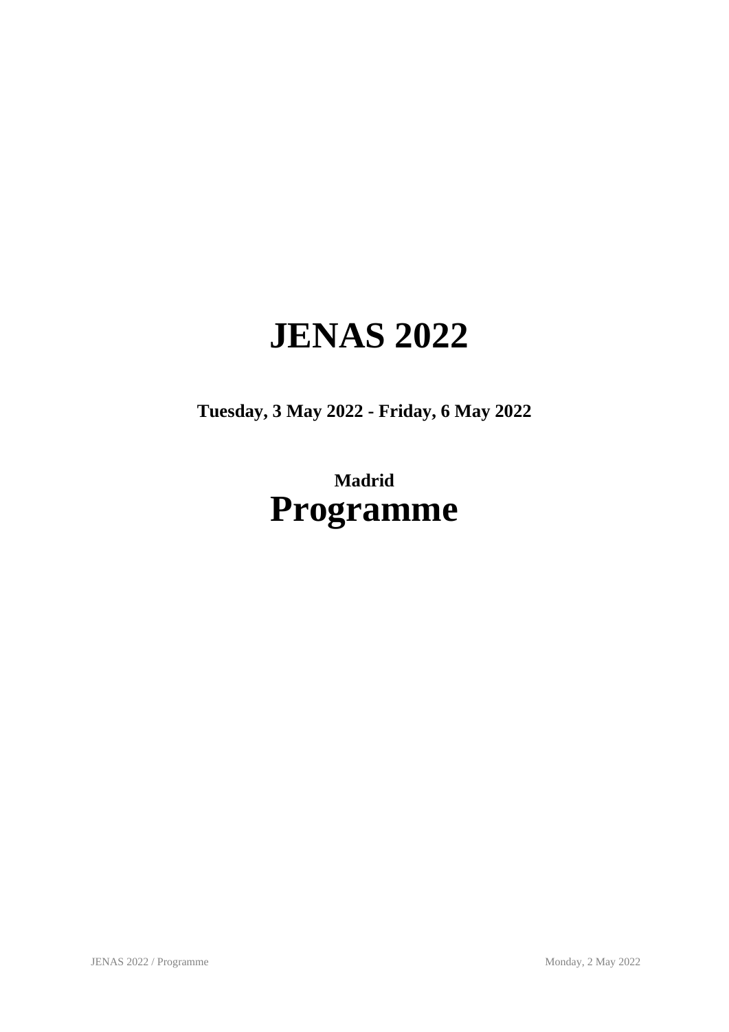# JENAS 2022

**Tuesday, 3 May 2022 - Friday, 6 May 2022**

**Madrid**

# Programme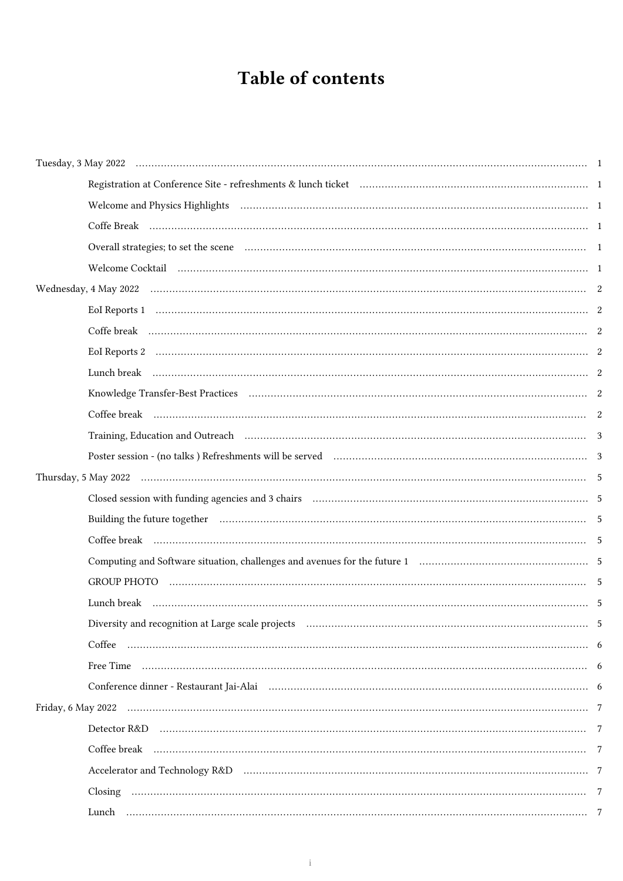# Table of contents

- Tuesday, 3 May 2022 ... 1
  - Registration at Conference Site - refreshments & lunch ticket ... 1
  - Welcome and Physics Highlights ... 1
  - Coffe Break ... 1
  - Overall strategies; to set the scene ... 1
  - Welcome Cocktail ... 1
- Wednesday, 4 May 2022 ... 2
  - EoI Reports 1 ... 2
  - Coffe break ... 2
  - EoI Reports 2 ... 2
  - Lunch break ... 2
  - Knowledge Transfer-Best Practices ... 2
  - Coffee break ... 2
  - Training, Education and Outreach ... 3
  - Poster session - (no talks ) Refreshments will be served ... 3
- Thursday, 5 May 2022 ... 5
  - Closed session with funding agencies and 3 chairs ... 5
  - Building the future together ... 5
  - Coffee break ... 5
  - Computing and Software situation, challenges and avenues for the future 1 ... 5
  - GROUP PHOTO ... 5
  - Lunch break ... 5
  - Diversity and recognition at Large scale projects ... 5
  - Coffee ... 6
  - Free Time ... 6
  - Conference dinner - Restaurant Jai-Alai ... 6
- Friday, 6 May 2022 ... 7
  - Detector R&D ... 7
  - Coffee break ... 7
  - Accelerator and Technology R&D ... 7
  - Closing ... 7
  - Lunch ... 7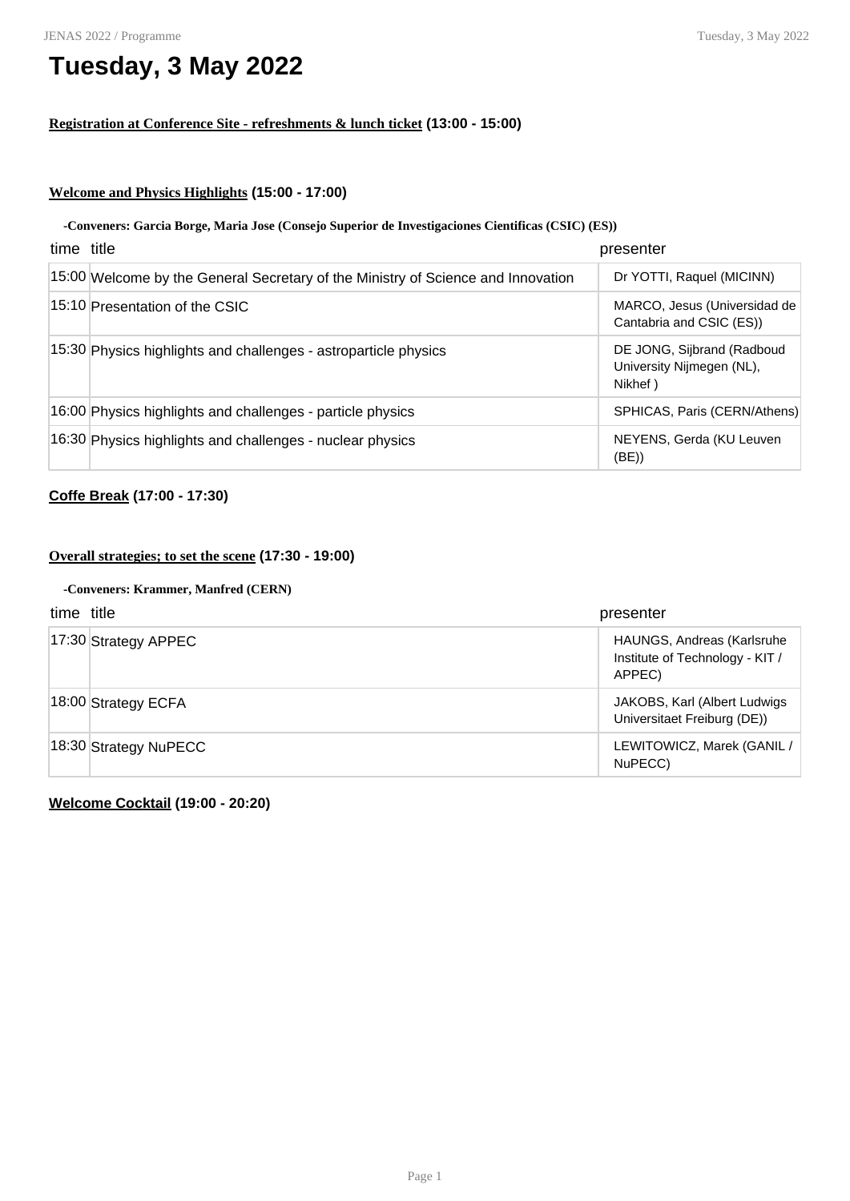# Tuesday, 3 May 2022

**Registration at Conference Site - refreshments & lunch ticket (13:00 - 15:00)**

**Welcome and Physics Highlights (15:00 - 17:00)**

**-Conveners: Garcia Borge, Maria Jose (Consejo Superior de Investigaciones Cientificas (CSIC) (ES))**

| time | title | presenter |
|---|---|---|
| 15:00 | Welcome by the General Secretary of the Ministry of Science and Innovation | Dr YOTTI, Raquel (MICINN) |
| 15:10 | Presentation of the CSIC | MARCO, Jesus (Universidad de Cantabria and CSIC (ES)) |
| 15:30 | Physics highlights and challenges - astroparticle physics | DE JONG, Sijbrand (Radboud University Nijmegen (NL), Nikhef ) |
| 16:00 | Physics highlights and challenges - particle physics | SPHICAS, Paris (CERN/Athens) |
| 16:30 | Physics highlights and challenges - nuclear physics | NEYENS, Gerda (KU Leuven (BE)) |

**Coffe Break (17:00 - 17:30)**

**Overall strategies; to set the scene (17:30 - 19:00)**

**-Conveners: Krammer, Manfred (CERN)**

| time | title | presenter |
|---|---|---|
| 17:30 | Strategy APPEC | HAUNGS, Andreas (Karlsruhe Institute of Technology - KIT / APPEC) |
| 18:00 | Strategy ECFA | JAKOBS, Karl (Albert Ludwigs Universitaet Freiburg (DE)) |
| 18:30 | Strategy NuPECC | LEWITOWICZ, Marek (GANIL / NuPECC) |

**Welcome Cocktail (19:00 - 20:20)**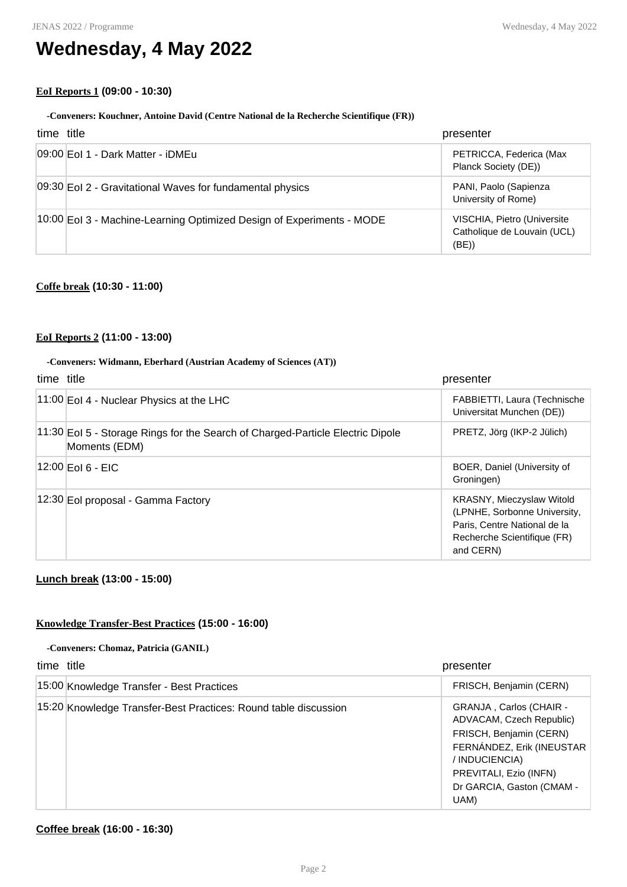# Wednesday, 4 May 2022

### EoI Reports 1 (09:00 - 10:30)

**-Conveners: Kouchner, Antoine David (Centre National de la Recherche Scientifique (FR))**

| time | title | presenter |
| --- | --- | --- |
| 09:00 | EoI 1 - Dark Matter - iDMEu | PETRICCA, Federica (Max Planck Society (DE)) |
| 09:30 | EoI 2 - Gravitational Waves for fundamental physics | PANI, Paolo (Sapienza University of Rome) |
| 10:00 | EoI 3 - Machine-Learning Optimized Design of Experiments - MODE | VISCHIA, Pietro (Universite Catholique de Louvain (UCL) (BE)) |

### Coffe break (10:30 - 11:00)

### EoI Reports 2 (11:00 - 13:00)

**-Conveners: Widmann, Eberhard (Austrian Academy of Sciences (AT))**

| time | title | presenter |
| --- | --- | --- |
| 11:00 | EoI 4 - Nuclear Physics at the LHC | FABBIETTI, Laura (Technische Universitat Munchen (DE)) |
| 11:30 | EoI 5 - Storage Rings for the Search of Charged-Particle Electric Dipole Moments (EDM) | PRETZ, Jörg (IKP-2 Jülich) |
| 12:00 | EoI 6 - EIC | BOER, Daniel (University of Groningen) |
| 12:30 | EoI proposal - Gamma Factory | KRASNY, Mieczyslaw Witold (LPNHE, Sorbonne University, Paris, Centre National de la Recherche Scientifique (FR) and CERN) |

### Lunch break (13:00 - 15:00)

### Knowledge Transfer-Best Practices (15:00 - 16:00)

**-Conveners: Chomaz, Patricia (GANIL)**

| time | title | presenter |
| --- | --- | --- |
| 15:00 | Knowledge Transfer - Best Practices | FRISCH, Benjamin (CERN) |
| 15:20 | Knowledge Transfer-Best Practices: Round table discussion | GRANJA , Carlos (CHAIR - ADVACAM, Czech Republic) FRISCH, Benjamin (CERN) FERNÁNDEZ, Erik (INEUSTAR / INDUCIENCIA) PREVITALI, Ezio (INFN) Dr GARCIA, Gaston (CMAM - UAM) |

### Coffee break (16:00 - 16:30)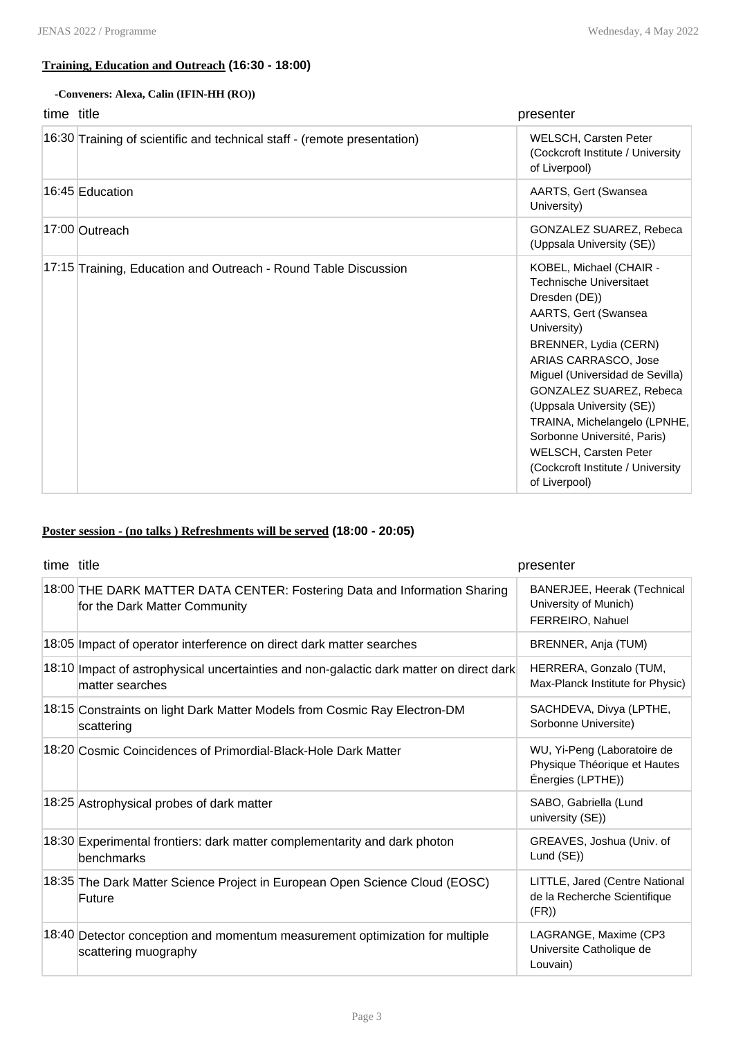### **Training, Education and Outreach** (16:30 - 18:00)

**-Conveners: Alexa, Calin (IFIN-HH (RO))**

| time | title | presenter |
| --- | --- | --- |
| 16:30 | Training of scientific and technical staff - (remote presentation) | WELSCH, Carsten Peter (Cockcroft Institute / University of Liverpool) |
| 16:45 | Education | AARTS, Gert (Swansea University) |
| 17:00 | Outreach | GONZALEZ SUAREZ, Rebeca (Uppsala University (SE)) |
| 17:15 | Training, Education and Outreach - Round Table Discussion | KOBEL, Michael (CHAIR - Technische Universitaet Dresden (DE)) AARTS, Gert (Swansea University) BRENNER, Lydia (CERN) ARIAS CARRASCO, Jose Miguel (Universidad de Sevilla) GONZALEZ SUAREZ, Rebeca (Uppsala University (SE)) TRAINA, Michelangelo (LPNHE, Sorbonne Université, Paris) WELSCH, Carsten Peter (Cockcroft Institute / University of Liverpool) |

### **Poster session - (no talks ) Refreshments will be served** (18:00 - 20:05)

| time | title | presenter |
| --- | --- | --- |
| 18:00 | THE DARK MATTER DATA CENTER: Fostering Data and Information Sharing for the Dark Matter Community | BANERJEE, Heerak (Technical University of Munich) FERREIRO, Nahuel |
| 18:05 | Impact of operator interference on direct dark matter searches | BRENNER, Anja (TUM) |
| 18:10 | Impact of astrophysical uncertainties and non-galactic dark matter on direct dark matter searches | HERRERA, Gonzalo (TUM, Max-Planck Institute for Physic) |
| 18:15 | Constraints on light Dark Matter Models from Cosmic Ray Electron-DM scattering | SACHDEVA, Divya (LPTHE, Sorbonne Universite) |
| 18:20 | Cosmic Coincidences of Primordial-Black-Hole Dark Matter | WU, Yi-Peng (Laboratoire de Physique Théorique et Hautes Énergies (LPTHE)) |
| 18:25 | Astrophysical probes of dark matter | SABO, Gabriella (Lund university (SE)) |
| 18:30 | Experimental frontiers: dark matter complementarity and dark photon benchmarks | GREAVES, Joshua (Univ. of Lund (SE)) |
| 18:35 | The Dark Matter Science Project in European Open Science Cloud (EOSC) Future | LITTLE, Jared (Centre National de la Recherche Scientifique (FR)) |
| 18:40 | Detector conception and momentum measurement optimization for multiple scattering muography | LAGRANGE, Maxime (CP3 Universite Catholique de Louvain) |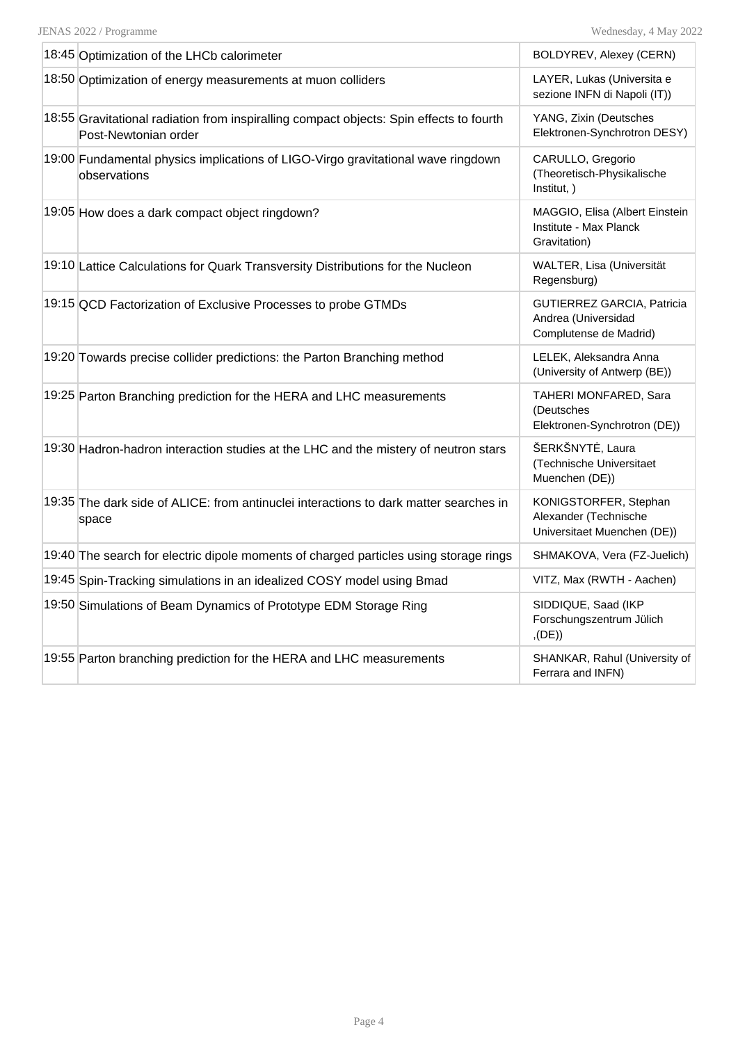| | | |
|---|---|---|
| 18:45 | Optimization of the LHCb calorimeter | BOLDYREV, Alexey (CERN) |
| 18:50 | Optimization of energy measurements at muon colliders | LAYER, Lukas (Universita e sezione INFN di Napoli (IT)) |
| 18:55 | Gravitational radiation from inspiralling compact objects: Spin effects to fourth Post-Newtonian order | YANG, Zixin (Deutsches Elektronen-Synchrotron DESY) |
| 19:00 | Fundamental physics implications of LIGO-Virgo gravitational wave ringdown observations | CARULLO, Gregorio (Theoretisch-Physikalische Institut, ) |
| 19:05 | How does a dark compact object ringdown? | MAGGIO, Elisa (Albert Einstein Institute - Max Planck Gravitation) |
| 19:10 | Lattice Calculations for Quark Transversity Distributions for the Nucleon | WALTER, Lisa (Universität Regensburg) |
| 19:15 | QCD Factorization of Exclusive Processes to probe GTMDs | GUTIERREZ GARCIA, Patricia Andrea (Universidad Complutense de Madrid) |
| 19:20 | Towards precise collider predictions: the Parton Branching method | LELEK, Aleksandra Anna (University of Antwerp (BE)) |
| 19:25 | Parton Branching prediction for the HERA and LHC measurements | TAHERI MONFARED, Sara (Deutsches Elektronen-Synchrotron (DE)) |
| 19:30 | Hadron-hadron interaction studies at the LHC and the mistery of neutron stars | ŠERKŠNYTĖ, Laura (Technische Universitaet Muenchen (DE)) |
| 19:35 | The dark side of ALICE: from antinuclei interactions to dark matter searches in space | KONIGSTORFER, Stephan Alexander (Technische Universitaet Muenchen (DE)) |
| 19:40 | The search for electric dipole moments of charged particles using storage rings | SHMAKOVA, Vera (FZ-Juelich) |
| 19:45 | Spin-Tracking simulations in an idealized COSY model using Bmad | VITZ, Max (RWTH - Aachen) |
| 19:50 | Simulations of Beam Dynamics of Prototype EDM Storage Ring | SIDDIQUE, Saad (IKP Forschungszentrum Jülich ,(DE)) |
| 19:55 | Parton branching prediction for the HERA and LHC measurements | SHANKAR, Rahul (University of Ferrara and INFN) |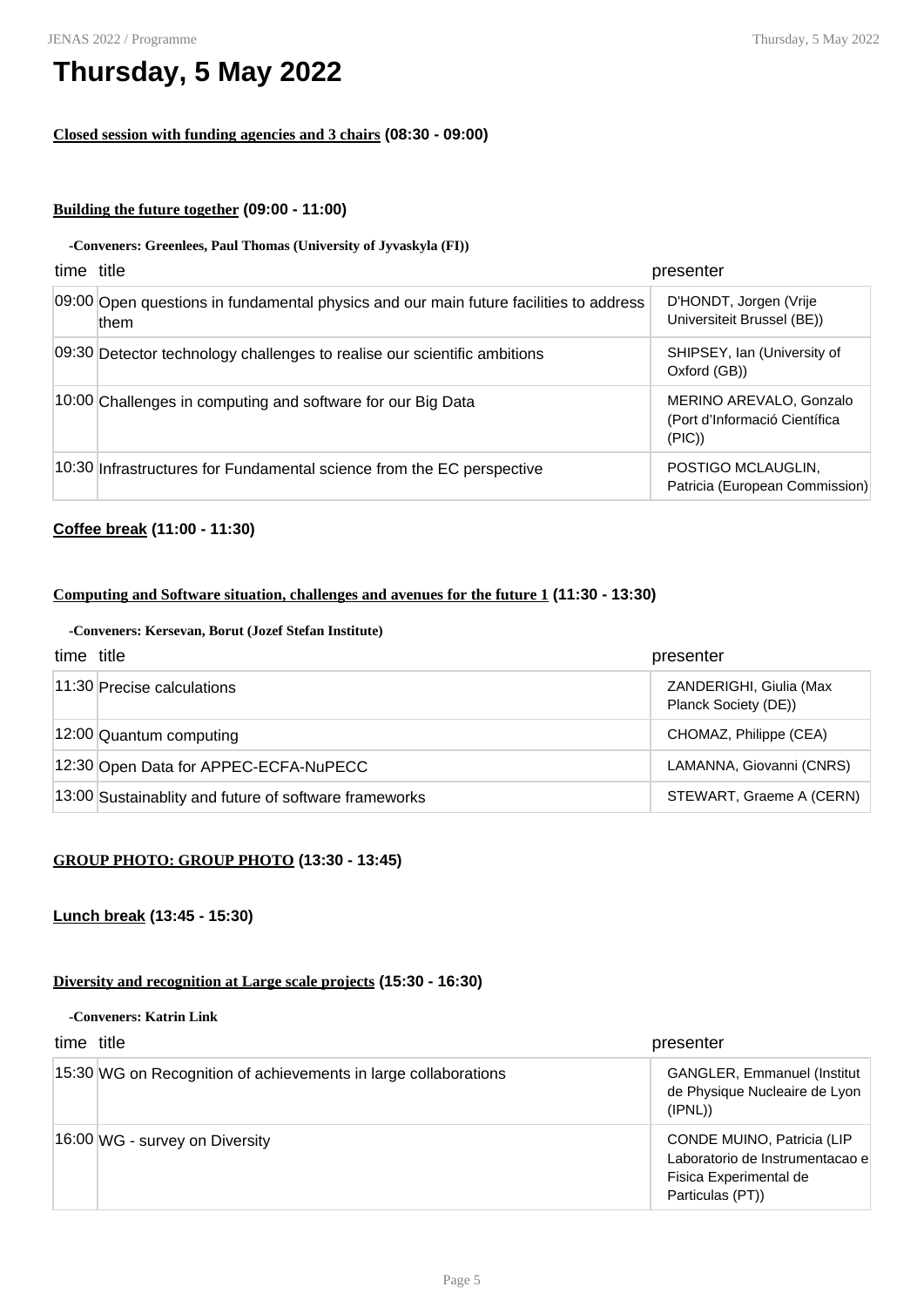# Thursday, 5 May 2022

**Closed session with funding agencies and 3 chairs (08:30 - 09:00)**

**Building the future together (09:00 - 11:00)**

**-Conveners: Greenlees, Paul Thomas (University of Jyvaskyla (FI))**

| time | title | presenter |
|---|---|---|
| 09:00 | Open questions in fundamental physics and our main future facilities to address them | D'HONDT, Jorgen (Vrije Universiteit Brussel (BE)) |
| 09:30 | Detector technology challenges to realise our scientific ambitions | SHIPSEY, Ian (University of Oxford (GB)) |
| 10:00 | Challenges in computing and software for our Big Data | MERINO AREVALO, Gonzalo (Port d'Informació Científica (PIC)) |
| 10:30 | Infrastructures for Fundamental science from the EC perspective | POSTIGO MCLAUGLIN, Patricia (European Commission) |

**Coffee break (11:00 - 11:30)**

**Computing and Software situation, challenges and avenues for the future 1 (11:30 - 13:30)**

**-Conveners: Kersevan, Borut (Jozef Stefan Institute)**

| time | title | presenter |
|---|---|---|
| 11:30 | Precise calculations | ZANDERIGHI, Giulia (Max Planck Society (DE)) |
| 12:00 | Quantum computing | CHOMAZ, Philippe (CEA) |
| 12:30 | Open Data for APPEC-ECFA-NuPECC | LAMANNA, Giovanni (CNRS) |
| 13:00 | Sustainablity and future of software frameworks | STEWART, Graeme A (CERN) |

**GROUP PHOTO: GROUP PHOTO (13:30 - 13:45)**

**Lunch break (13:45 - 15:30)**

**Diversity and recognition at Large scale projects (15:30 - 16:30)**

**-Conveners: Katrin Link**

| time | title | presenter |
|---|---|---|
| 15:30 | WG on Recognition of achievements in large collaborations | GANGLER, Emmanuel (Institut de Physique Nucleaire de Lyon (IPNL)) |
| 16:00 | WG - survey on Diversity | CONDE MUINO, Patricia (LIP Laboratorio de Instrumentacao e Fisica Experimental de Particulas (PT)) |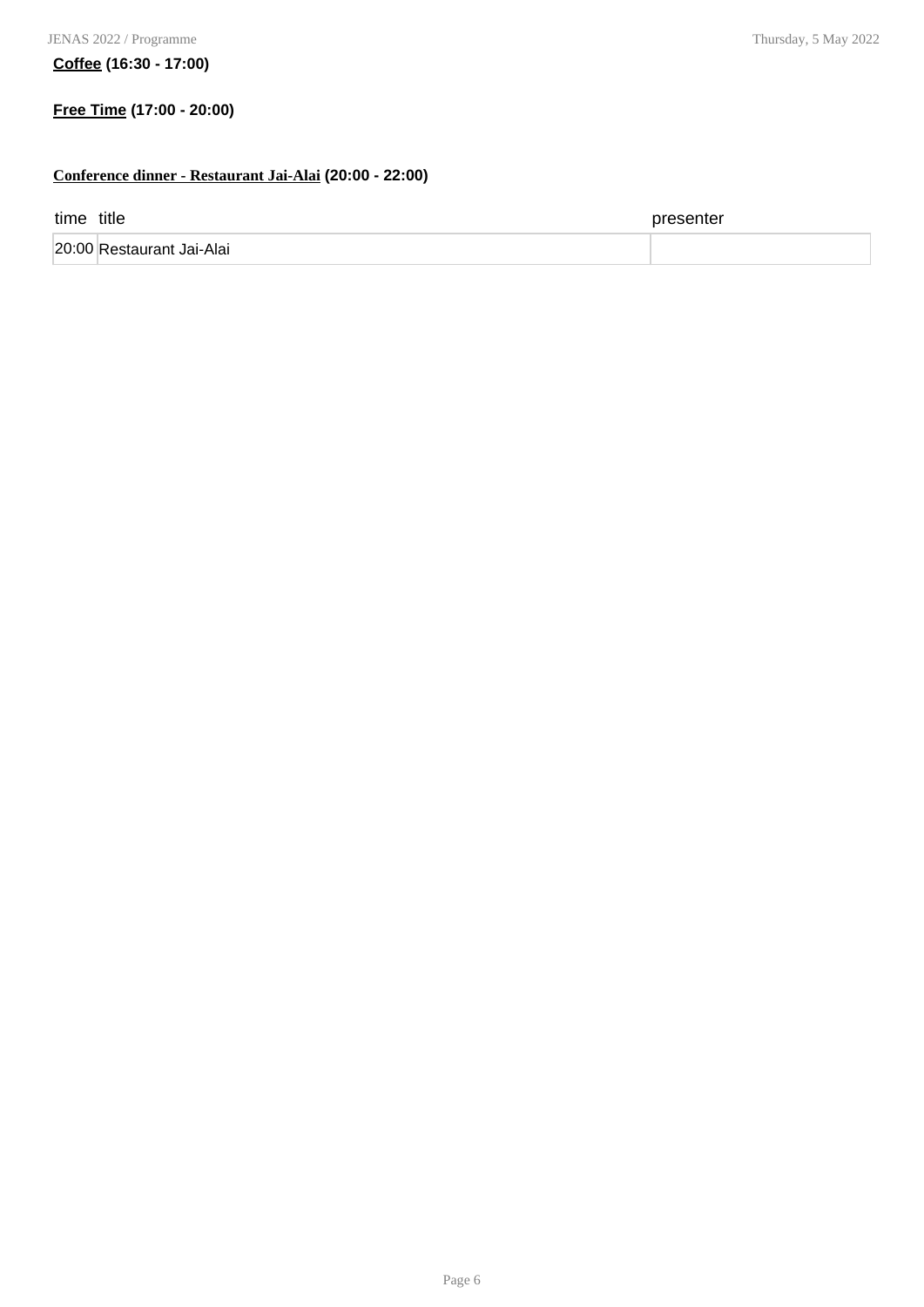**Coffee (16:30 - 17:00)**

**Free Time (17:00 - 20:00)**

**Conference dinner - Restaurant Jai-Alai (20:00 - 22:00)**

| time | title | presenter |
|---|---|---|
| 20:00 | Restaurant Jai-Alai | |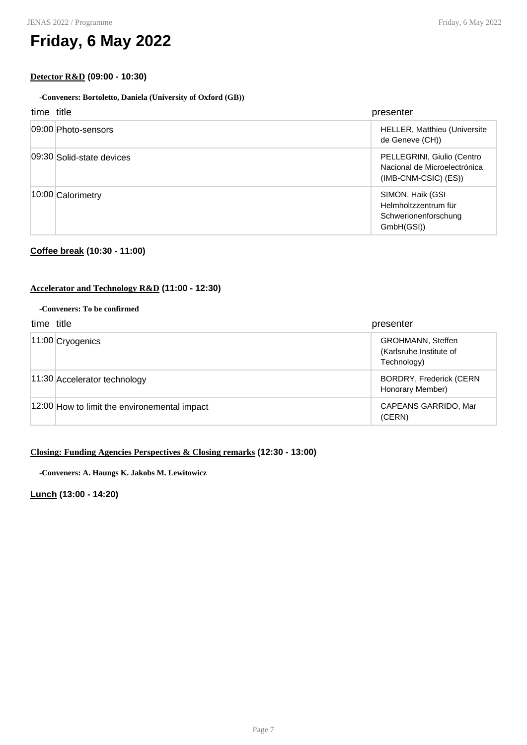# Friday, 6 May 2022

**Detector R&D (09:00 - 10:30)**

**-Conveners: Bortoletto, Daniela (University of Oxford (GB))**

| time | title | presenter |
|---|---|---|
| 09:00 | Photo-sensors | HELLER, Matthieu (Universite de Geneve (CH)) |
| 09:30 | Solid-state devices | PELLEGRINI, Giulio (Centro Nacional de Microelectrónica (IMB-CNM-CSIC) (ES)) |
| 10:00 | Calorimetry | SIMON, Haik (GSI Helmholtzzentrum für Schwerionenforschung GmbH(GSI)) |

**Coffee break (10:30 - 11:00)**

**Accelerator and Technology R&D (11:00 - 12:30)**

**-Conveners: To be confirmed**

| time | title | presenter |
|---|---|---|
| 11:00 | Cryogenics | GROHMANN, Steffen (Karlsruhe Institute of Technology) |
| 11:30 | Accelerator technology | BORDRY, Frederick (CERN Honorary Member) |
| 12:00 | How to limit the environemental impact | CAPEANS GARRIDO, Mar (CERN) |

**Closing: Funding Agencies Perspectives & Closing remarks (12:30 - 13:00)**

**-Conveners: A. Haungs K. Jakobs M. Lewitowicz**

**Lunch (13:00 - 14:20)**